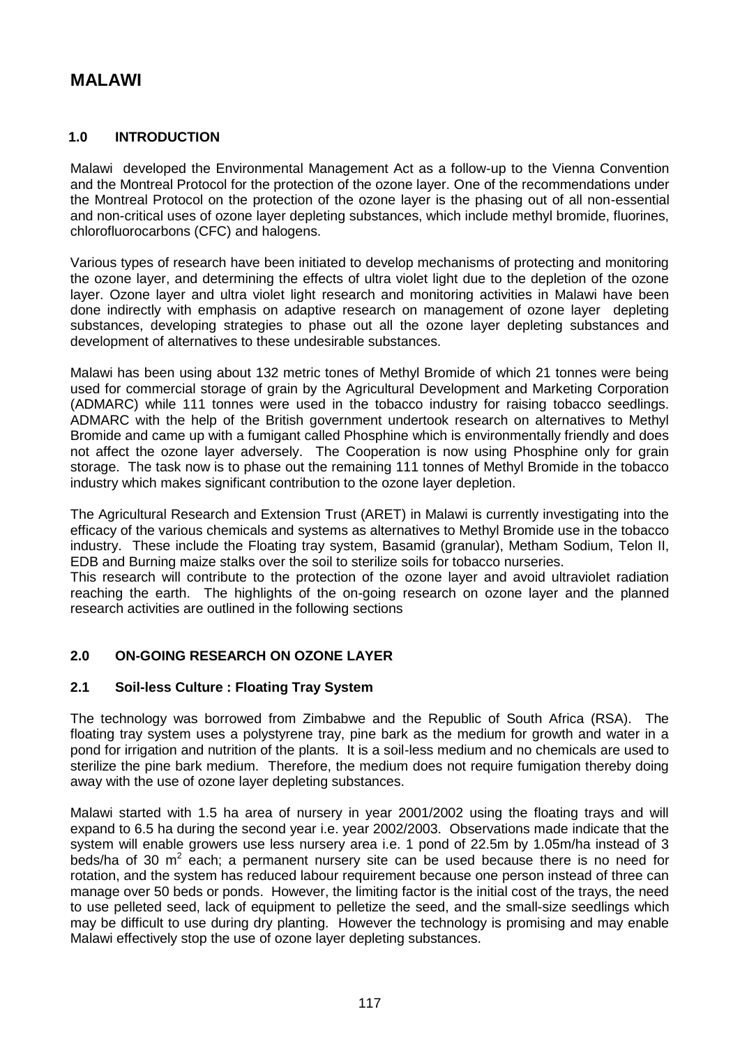# MALAWI

## 1.0 INTRODUCTION

Malawi developed the Environmental Management Act as a follow-up to the Vienna Convention and the Montreal Protocol for the protection of the ozone layer. One of the recommendations under the Montreal Protocol on the protection of the ozone layer is the phasing out of all non-essential and non-critical uses of ozone layer depleting substances, which include methyl bromide, fluorines, chlorofluorocarbons (CFC) and halogens.

Various types of research have been initiated to develop mechanisms of protecting and monitoring the ozone layer, and determining the effects of ultra violet light due to the depletion of the ozone layer. Ozone layer and ultra violet light research and monitoring activities in Malawi have been done indirectly with emphasis on adaptive research on management of ozone layer depleting substances, developing strategies to phase out all the ozone layer depleting substances and development of alternatives to these undesirable substances.

Malawi has been using about 132 metric tones of Methyl Bromide of which 21 tonnes were being used for commercial storage of grain by the Agricultural Development and Marketing Corporation (ADMARC) while 111 tonnes were used in the tobacco industry for raising tobacco seedlings. ADMARC with the help of the British government undertook research on alternatives to Methyl Bromide and came up with a fumigant called Phosphine which is environmentally friendly and does not affect the ozone layer adversely. The Cooperation is now using Phosphine only for grain storage. The task now is to phase out the remaining 111 tonnes of Methyl Bromide in the tobacco industry which makes significant contribution to the ozone layer depletion.

The Agricultural Research and Extension Trust (ARET) in Malawi is currently investigating into the efficacy of the various chemicals and systems as alternatives to Methyl Bromide use in the tobacco industry. These include the Floating tray system, Basamid (granular), Metham Sodium, Telon II, EDB and Burning maize stalks over the soil to sterilize soils for tobacco nurseries.
This research will contribute to the protection of the ozone layer and avoid ultraviolet radiation reaching the earth. The highlights of the on-going research on ozone layer and the planned research activities are outlined in the following sections

## 2.0 ON-GOING RESEARCH ON OZONE LAYER

### 2.1 Soil-less Culture : Floating Tray System

The technology was borrowed from Zimbabwe and the Republic of South Africa (RSA). The floating tray system uses a polystyrene tray, pine bark as the medium for growth and water in a pond for irrigation and nutrition of the plants. It is a soil-less medium and no chemicals are used to sterilize the pine bark medium. Therefore, the medium does not require fumigation thereby doing away with the use of ozone layer depleting substances.

Malawi started with 1.5 ha area of nursery in year 2001/2002 using the floating trays and will expand to 6.5 ha during the second year i.e. year 2002/2003. Observations made indicate that the system will enable growers use less nursery area i.e. 1 pond of 22.5m by 1.05m/ha instead of 3 beds/ha of 30 $m^2$ each; a permanent nursery site can be used because there is no need for rotation, and the system has reduced labour requirement because one person instead of three can manage over 50 beds or ponds. However, the limiting factor is the initial cost of the trays, the need to use pelleted seed, lack of equipment to pelletize the seed, and the small-size seedlings which may be difficult to use during dry planting. However the technology is promising and may enable Malawi effectively stop the use of ozone layer depleting substances.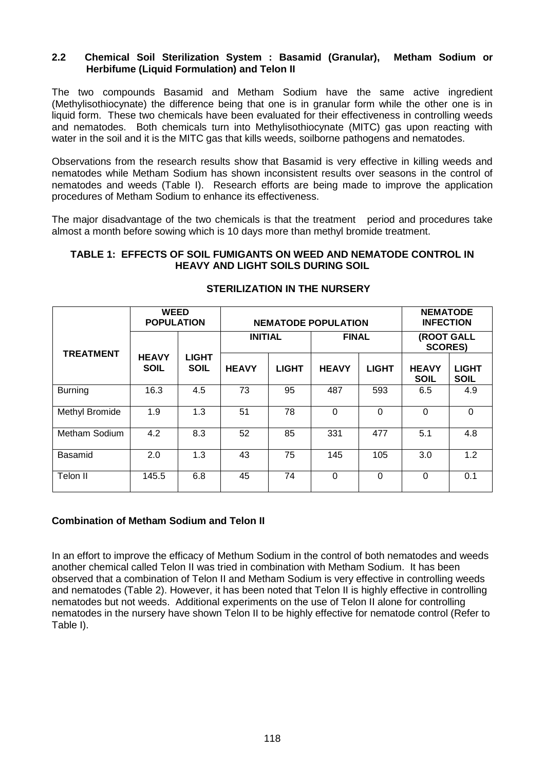## 2.2 Chemical Soil Sterilization System : Basamid (Granular), Metham Sodium or Herbifume (Liquid Formulation) and Telon II

The two compounds Basamid and Metham Sodium have the same active ingredient (Methylisothiocynate) the difference being that one is in granular form while the other one is in liquid form. These two chemicals have been evaluated for their effectiveness in controlling weeds and nematodes. Both chemicals turn into Methylisothiocynate (MITC) gas upon reacting with water in the soil and it is the MITC gas that kills weeds, soilborne pathogens and nematodes.

Observations from the research results show that Basamid is very effective in killing weeds and nematodes while Metham Sodium has shown inconsistent results over seasons in the control of nematodes and weeds (Table I). Research efforts are being made to improve the application procedures of Metham Sodium to enhance its effectiveness.

The major disadvantage of the two chemicals is that the treatment period and procedures take almost a month before sowing which is 10 days more than methyl bromide treatment.

**TABLE 1: EFFECTS OF SOIL FUMIGANTS ON WEED AND NEMATODE CONTROL IN HEAVY AND LIGHT SOILS DURING SOIL STERILIZATION IN THE NURSERY**

| TREATMENT | WEED POPULATION | | NEMATODE POPULATION | | | | NEMATODE INFECTION (ROOT GALL SCORES) | |
|---|---|---|---|---|---|---|---|---|
| | | | INITIAL | | FINAL | | | |
| | HEAVY SOIL | LIGHT SOIL | HEAVY | LIGHT | HEAVY | LIGHT | HEAVY SOIL | LIGHT SOIL |
| Burning | 16.3 | 4.5 | 73 | 95 | 487 | 593 | 6.5 | 4.9 |
| Methyl Bromide | 1.9 | 1.3 | 51 | 78 | 0 | 0 | 0 | 0 |
| Metham Sodium | 4.2 | 8.3 | 52 | 85 | 331 | 477 | 5.1 | 4.8 |
| Basamid | 2.0 | 1.3 | 43 | 75 | 145 | 105 | 3.0 | 1.2 |
| Telon II | 145.5 | 6.8 | 45 | 74 | 0 | 0 | 0 | 0.1 |

### Combination of Metham Sodium and Telon II

In an effort to improve the efficacy of Methum Sodium in the control of both nematodes and weeds another chemical called Telon II was tried in combination with Metham Sodium. It has been observed that a combination of Telon II and Metham Sodium is very effective in controlling weeds and nematodes (Table 2). However, it has been noted that Telon II is highly effective in controlling nematodes but not weeds. Additional experiments on the use of Telon II alone for controlling nematodes in the nursery have shown Telon II to be highly effective for nematode control (Refer to Table I).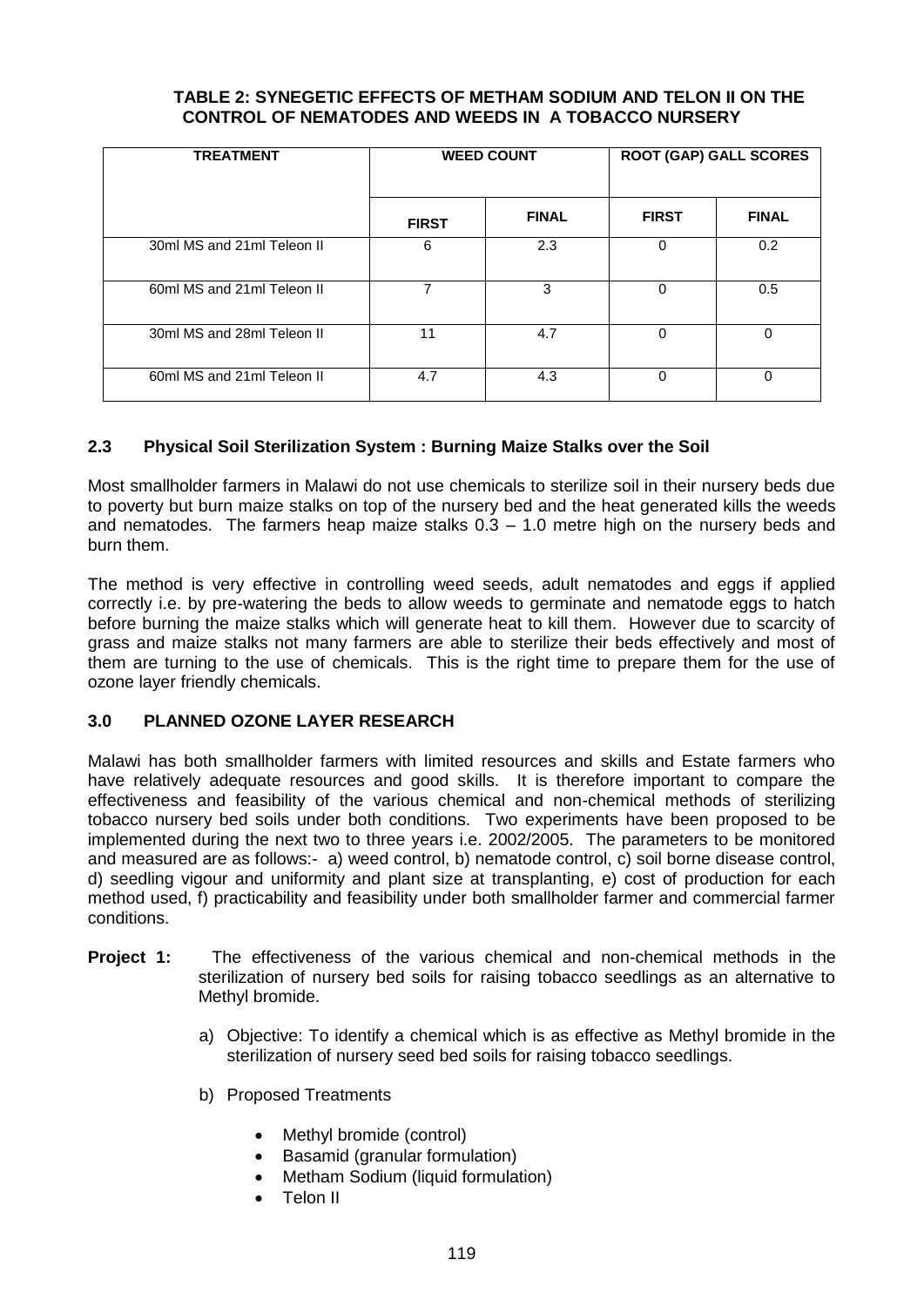**TABLE 2: SYNEGETIC EFFECTS OF METHAM SODIUM AND TELON II ON THE CONTROL OF NEMATODES AND WEEDS IN A TOBACCO NURSERY**

| TREATMENT | WEED COUNT | | ROOT (GAP) GALL SCORES | |
|---|---|---|---|---|
| | FIRST | FINAL | FIRST | FINAL |
| 30ml MS and 21ml Teleon II | 6 | 2.3 | 0 | 0.2 |
| 60ml MS and 21ml Teleon II | 7 | 3 | 0 | 0.5 |
| 30ml MS and 28ml Teleon II | 11 | 4.7 | 0 | 0 |
| 60ml MS and 21ml Teleon II | 4.7 | 4.3 | 0 | 0 |

### 2.3 Physical Soil Sterilization System : Burning Maize Stalks over the Soil

Most smallholder farmers in Malawi do not use chemicals to sterilize soil in their nursery beds due to poverty but burn maize stalks on top of the nursery bed and the heat generated kills the weeds and nematodes. The farmers heap maize stalks 0.3 – 1.0 metre high on the nursery beds and burn them.

The method is very effective in controlling weed seeds, adult nematodes and eggs if applied correctly i.e. by pre-watering the beds to allow weeds to germinate and nematode eggs to hatch before burning the maize stalks which will generate heat to kill them. However due to scarcity of grass and maize stalks not many farmers are able to sterilize their beds effectively and most of them are turning to the use of chemicals. This is the right time to prepare them for the use of ozone layer friendly chemicals.

## 3.0 PLANNED OZONE LAYER RESEARCH

Malawi has both smallholder farmers with limited resources and skills and Estate farmers who have relatively adequate resources and good skills. It is therefore important to compare the effectiveness and feasibility of the various chemical and non-chemical methods of sterilizing tobacco nursery bed soils under both conditions. Two experiments have been proposed to be implemented during the next two to three years i.e. 2002/2005. The parameters to be monitored and measured are as follows:- a) weed control, b) nematode control, c) soil borne disease control, d) seedling vigour and uniformity and plant size at transplanting, e) cost of production for each method used, f) practicability and feasibility under both smallholder farmer and commercial farmer conditions.

**Project 1:** The effectiveness of the various chemical and non-chemical methods in the sterilization of nursery bed soils for raising tobacco seedlings as an alternative to Methyl bromide.

a) Objective: To identify a chemical which is as effective as Methyl bromide in the sterilization of nursery seed bed soils for raising tobacco seedlings.

b) Proposed Treatments

- Methyl bromide (control)
- Basamid (granular formulation)
- Metham Sodium (liquid formulation)
- Telon II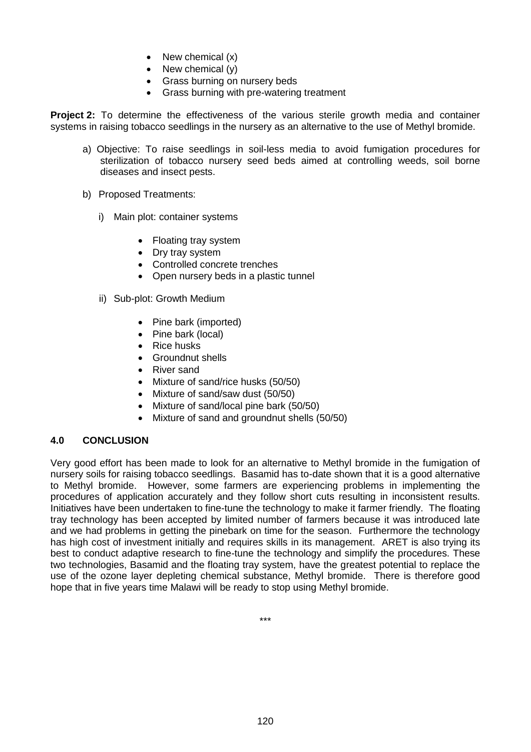- New chemical (x)
- New chemical (y)
- Grass burning on nursery beds
- Grass burning with pre-watering treatment

**Project 2:** To determine the effectiveness of the various sterile growth media and container systems in raising tobacco seedlings in the nursery as an alternative to the use of Methyl bromide.

a) Objective: To raise seedlings in soil-less media to avoid fumigation procedures for sterilization of tobacco nursery seed beds aimed at controlling weeds, soil borne diseases and insect pests.

b) Proposed Treatments:

   i) Main plot: container systems

   - Floating tray system
   - Dry tray system
   - Controlled concrete trenches
   - Open nursery beds in a plastic tunnel

   ii) Sub-plot: Growth Medium

   - Pine bark (imported)
   - Pine bark (local)
   - Rice husks
   - Groundnut shells
   - River sand
   - Mixture of sand/rice husks (50/50)
   - Mixture of sand/saw dust (50/50)
   - Mixture of sand/local pine bark (50/50)
   - Mixture of sand and groundnut shells (50/50)

## 4.0 CONCLUSION

Very good effort has been made to look for an alternative to Methyl bromide in the fumigation of nursery soils for raising tobacco seedlings. Basamid has to-date shown that it is a good alternative to Methyl bromide. However, some farmers are experiencing problems in implementing the procedures of application accurately and they follow short cuts resulting in inconsistent results. Initiatives have been undertaken to fine-tune the technology to make it farmer friendly. The floating tray technology has been accepted by limited number of farmers because it was introduced late and we had problems in getting the pinebark on time for the season. Furthermore the technology has high cost of investment initially and requires skills in its management. ARET is also trying its best to conduct adaptive research to fine-tune the technology and simplify the procedures. These two technologies, Basamid and the floating tray system, have the greatest potential to replace the use of the ozone layer depleting chemical substance, Methyl bromide. There is therefore good hope that in five years time Malawi will be ready to stop using Methyl bromide.

***